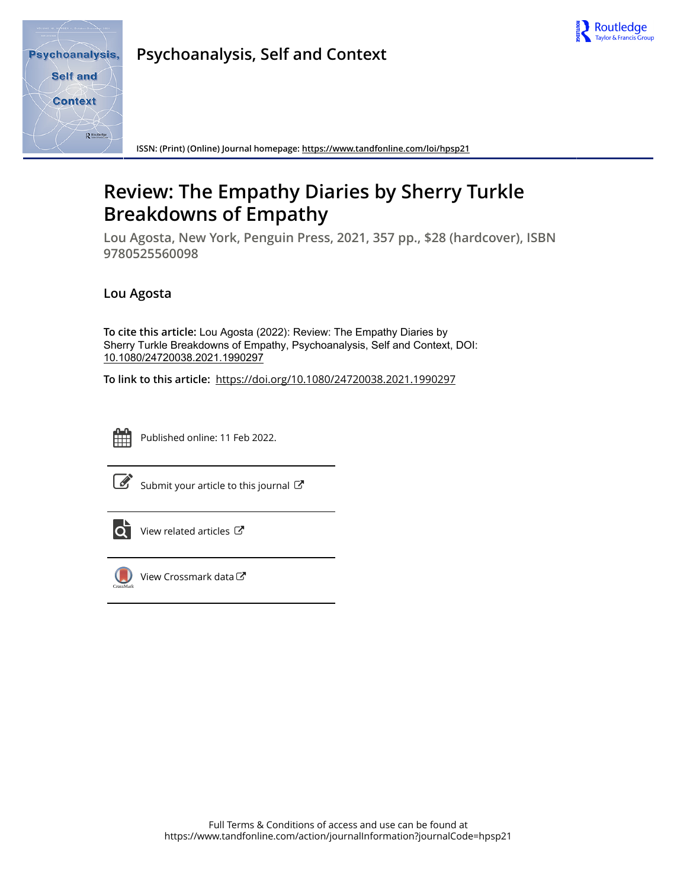# Psychoanalysis, Self and Context

ISSN: (Print) (Online) Journal homepage: https://www.tandfonline.com/loi/hpsp21

## Review: The Empathy Diaries by Sherry Turkle Breakdowns of Empathy

**Lou Agosta, New York, Penguin Press, 2021, 357 pp., $28 (hardcover), ISBN 9780525560098**

**Lou Agosta**

**To cite this article:** Lou Agosta (2022): Review: The Empathy Diaries by Sherry Turkle Breakdowns of Empathy, Psychoanalysis, Self and Context, DOI: 10.1080/24720038.2021.1990297

**To link to this article:** https://doi.org/10.1080/24720038.2021.1990297

Published online: 11 Feb 2022.

Submit your article to this journal

View related articles

View Crossmark data

Full Terms & Conditions of access and use can be found at https://www.tandfonline.com/action/journalInformation?journalCode=hpsp21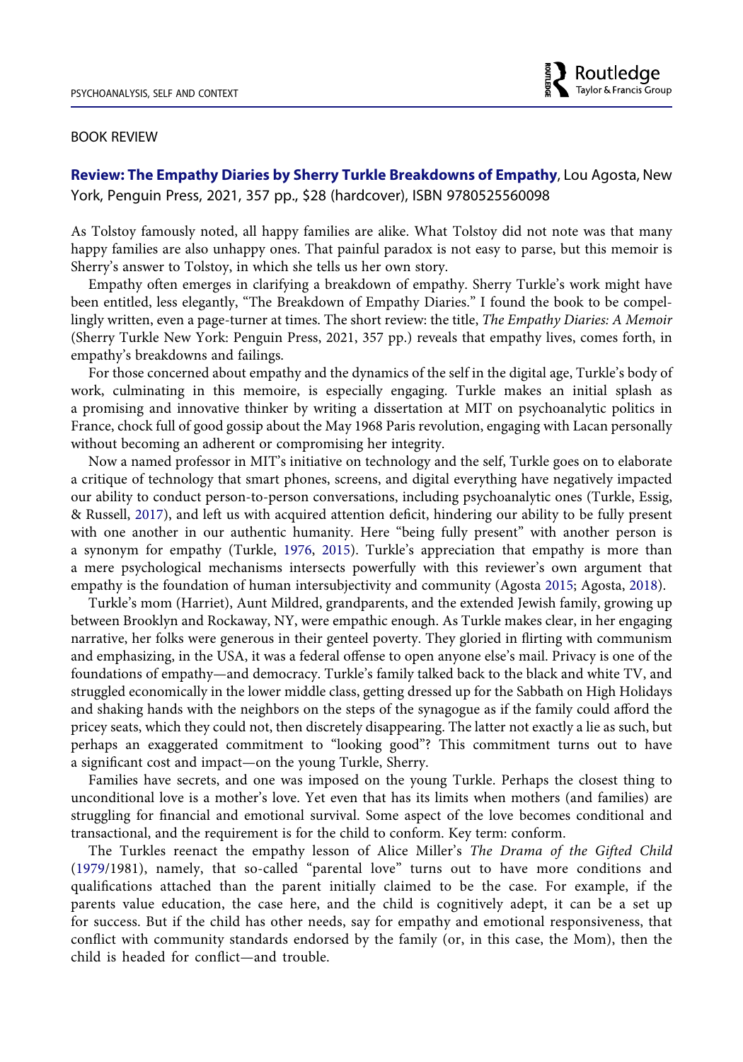BOOK REVIEW

**Review: The Empathy Diaries by Sherry Turkle Breakdowns of Empathy**, Lou Agosta, New York, Penguin Press, 2021, 357 pp., $28 (hardcover), ISBN 9780525560098

As Tolstoy famously noted, all happy families are alike. What Tolstoy did not note was that many happy families are also unhappy ones. That painful paradox is not easy to parse, but this memoir is Sherry's answer to Tolstoy, in which she tells us her own story.

Empathy often emerges in clarifying a breakdown of empathy. Sherry Turkle's work might have been entitled, less elegantly, "The Breakdown of Empathy Diaries." I found the book to be compellingly written, even a page-turner at times. The short review: the title, *The Empathy Diaries: A Memoir* (Sherry Turkle New York: Penguin Press, 2021, 357 pp.) reveals that empathy lives, comes forth, in empathy's breakdowns and failings.

For those concerned about empathy and the dynamics of the self in the digital age, Turkle's body of work, culminating in this memoire, is especially engaging. Turkle makes an initial splash as a promising and innovative thinker by writing a dissertation at MIT on psychoanalytic politics in France, chock full of good gossip about the May 1968 Paris revolution, engaging with Lacan personally without becoming an adherent or compromising her integrity.

Now a named professor in MIT's initiative on technology and the self, Turkle goes on to elaborate a critique of technology that smart phones, screens, and digital everything have negatively impacted our ability to conduct person-to-person conversations, including psychoanalytic ones (Turkle, Essig, & Russell, 2017), and left us with acquired attention deficit, hindering our ability to be fully present with one another in our authentic humanity. Here "being fully present" with another person is a synonym for empathy (Turkle, 1976, 2015). Turkle's appreciation that empathy is more than a mere psychological mechanisms intersects powerfully with this reviewer's own argument that empathy is the foundation of human intersubjectivity and community (Agosta 2015; Agosta, 2018).

Turkle's mom (Harriet), Aunt Mildred, grandparents, and the extended Jewish family, growing up between Brooklyn and Rockaway, NY, were empathic enough. As Turkle makes clear, in her engaging narrative, her folks were generous in their genteel poverty. They gloried in flirting with communism and emphasizing, in the USA, it was a federal offense to open anyone else's mail. Privacy is one of the foundations of empathy—and democracy. Turkle's family talked back to the black and white TV, and struggled economically in the lower middle class, getting dressed up for the Sabbath on High Holidays and shaking hands with the neighbors on the steps of the synagogue as if the family could afford the pricey seats, which they could not, then discretely disappearing. The latter not exactly a lie as such, but perhaps an exaggerated commitment to "looking good"? This commitment turns out to have a significant cost and impact—on the young Turkle, Sherry.

Families have secrets, and one was imposed on the young Turkle. Perhaps the closest thing to unconditional love is a mother's love. Yet even that has its limits when mothers (and families) are struggling for financial and emotional survival. Some aspect of the love becomes conditional and transactional, and the requirement is for the child to conform. Key term: conform.

The Turkles reenact the empathy lesson of Alice Miller's *The Drama of the Gifted Child* (1979/1981), namely, that so-called "parental love" turns out to have more conditions and qualifications attached than the parent initially claimed to be the case. For example, if the parents value education, the case here, and the child is cognitively adept, it can be a set up for success. But if the child has other needs, say for empathy and emotional responsiveness, that conflict with community standards endorsed by the family (or, in this case, the Mom), then the child is headed for conflict—and trouble.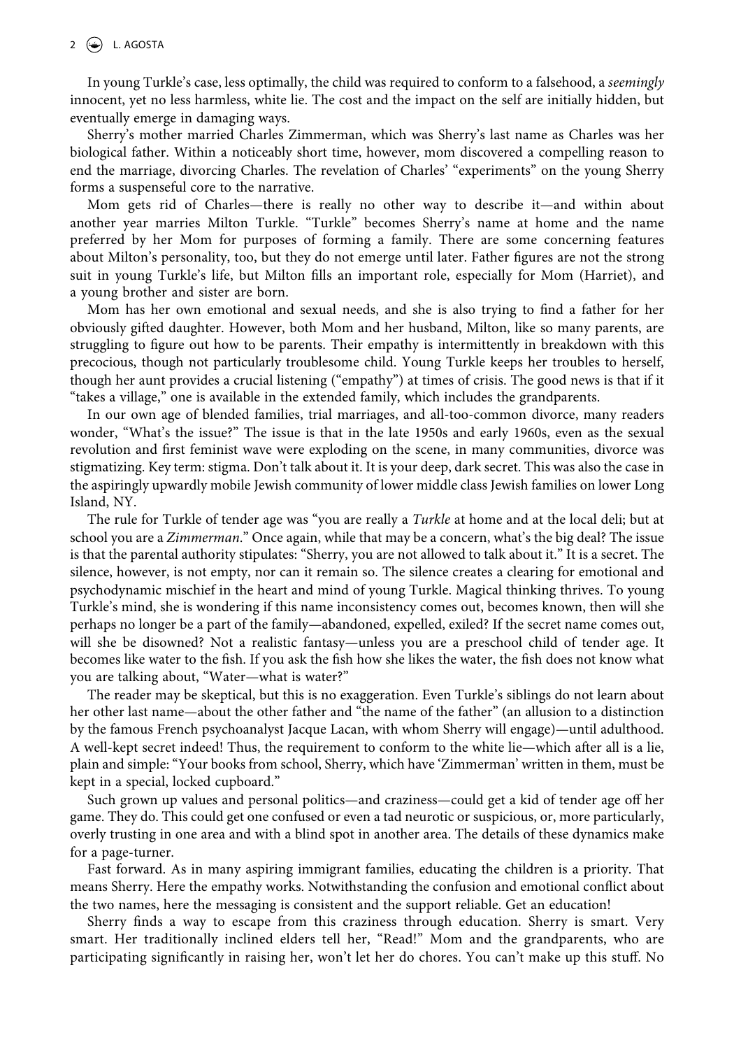In young Turkle's case, less optimally, the child was required to conform to a falsehood, a *seemingly* innocent, yet no less harmless, white lie. The cost and the impact on the self are initially hidden, but eventually emerge in damaging ways.

Sherry's mother married Charles Zimmerman, which was Sherry's last name as Charles was her biological father. Within a noticeably short time, however, mom discovered a compelling reason to end the marriage, divorcing Charles. The revelation of Charles' "experiments" on the young Sherry forms a suspenseful core to the narrative.

Mom gets rid of Charles—there is really no other way to describe it—and within about another year marries Milton Turkle. "Turkle" becomes Sherry's name at home and the name preferred by her Mom for purposes of forming a family. There are some concerning features about Milton's personality, too, but they do not emerge until later. Father figures are not the strong suit in young Turkle's life, but Milton fills an important role, especially for Mom (Harriet), and a young brother and sister are born.

Mom has her own emotional and sexual needs, and she is also trying to find a father for her obviously gifted daughter. However, both Mom and her husband, Milton, like so many parents, are struggling to figure out how to be parents. Their empathy is intermittently in breakdown with this precocious, though not particularly troublesome child. Young Turkle keeps her troubles to herself, though her aunt provides a crucial listening ("empathy") at times of crisis. The good news is that if it "takes a village," one is available in the extended family, which includes the grandparents.

In our own age of blended families, trial marriages, and all-too-common divorce, many readers wonder, "What's the issue?" The issue is that in the late 1950s and early 1960s, even as the sexual revolution and first feminist wave were exploding on the scene, in many communities, divorce was stigmatizing. Key term: stigma. Don't talk about it. It is your deep, dark secret. This was also the case in the aspiringly upwardly mobile Jewish community of lower middle class Jewish families on lower Long Island, NY.

The rule for Turkle of tender age was "you are really a *Turkle* at home and at the local deli; but at school you are a *Zimmerman*." Once again, while that may be a concern, what's the big deal? The issue is that the parental authority stipulates: "Sherry, you are not allowed to talk about it." It is a secret. The silence, however, is not empty, nor can it remain so. The silence creates a clearing for emotional and psychodynamic mischief in the heart and mind of young Turkle. Magical thinking thrives. To young Turkle's mind, she is wondering if this name inconsistency comes out, becomes known, then will she perhaps no longer be a part of the family—abandoned, expelled, exiled? If the secret name comes out, will she be disowned? Not a realistic fantasy—unless you are a preschool child of tender age. It becomes like water to the fish. If you ask the fish how she likes the water, the fish does not know what you are talking about, "Water—what is water?"

The reader may be skeptical, but this is no exaggeration. Even Turkle's siblings do not learn about her other last name—about the other father and "the name of the father" (an allusion to a distinction by the famous French psychoanalyst Jacque Lacan, with whom Sherry will engage)—until adulthood. A well-kept secret indeed! Thus, the requirement to conform to the white lie—which after all is a lie, plain and simple: "Your books from school, Sherry, which have 'Zimmerman' written in them, must be kept in a special, locked cupboard."

Such grown up values and personal politics—and craziness—could get a kid of tender age off her game. They do. This could get one confused or even a tad neurotic or suspicious, or, more particularly, overly trusting in one area and with a blind spot in another area. The details of these dynamics make for a page-turner.

Fast forward. As in many aspiring immigrant families, educating the children is a priority. That means Sherry. Here the empathy works. Notwithstanding the confusion and emotional conflict about the two names, here the messaging is consistent and the support reliable. Get an education!

Sherry finds a way to escape from this craziness through education. Sherry is smart. Very smart. Her traditionally inclined elders tell her, "Read!" Mom and the grandparents, who are participating significantly in raising her, won't let her do chores. You can't make up this stuff. No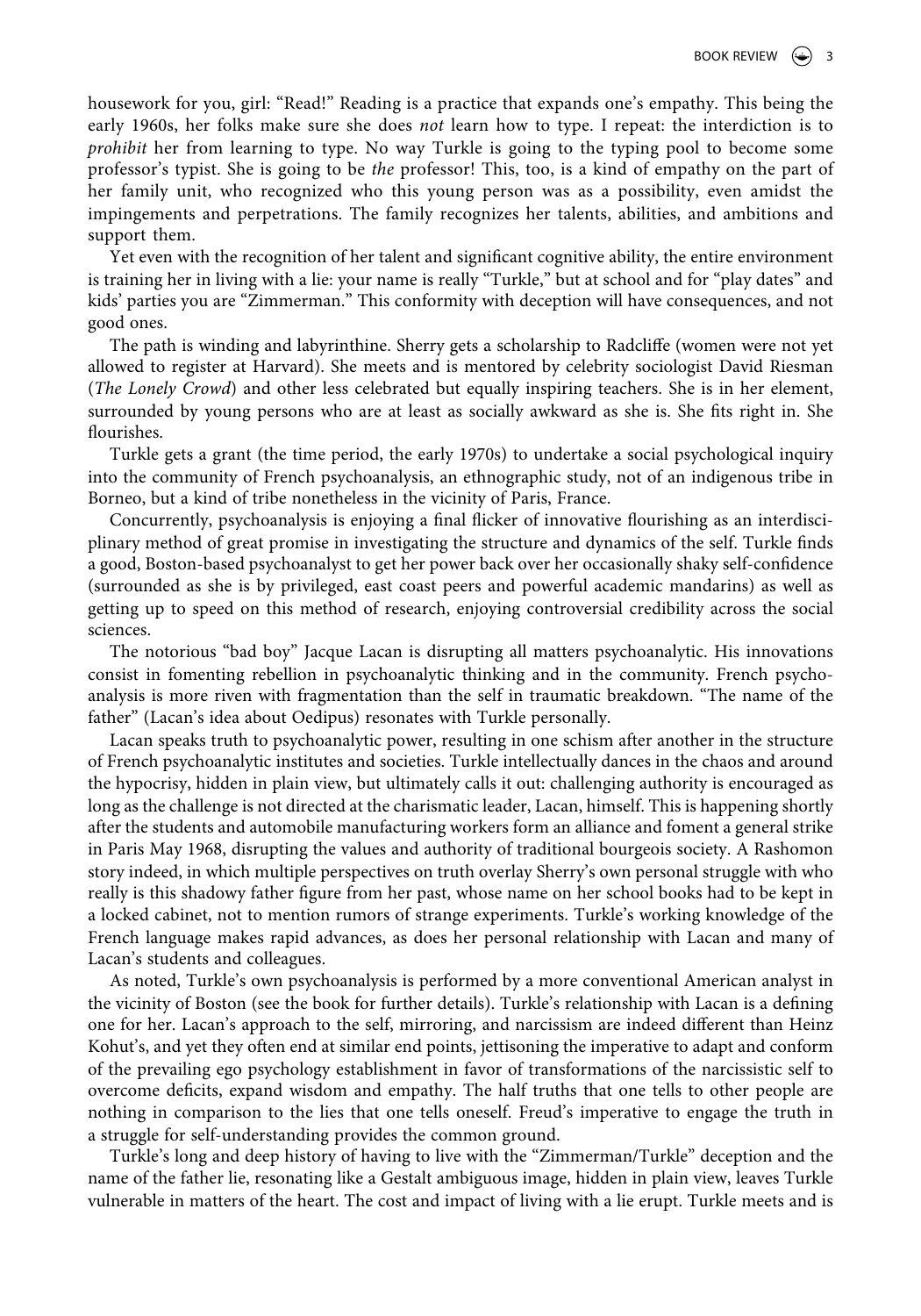housework for you, girl: "Read!" Reading is a practice that expands one's empathy. This being the early 1960s, her folks make sure she does *not* learn how to type. I repeat: the interdiction is to *prohibit* her from learning to type. No way Turkle is going to the typing pool to become some professor's typist. She is going to be *the* professor! This, too, is a kind of empathy on the part of her family unit, who recognized who this young person was as a possibility, even amidst the impingements and perpetrations. The family recognizes her talents, abilities, and ambitions and support them.

Yet even with the recognition of her talent and significant cognitive ability, the entire environment is training her in living with a lie: your name is really "Turkle," but at school and for "play dates" and kids' parties you are "Zimmerman." This conformity with deception will have consequences, and not good ones.

The path is winding and labyrinthine. Sherry gets a scholarship to Radcliffe (women were not yet allowed to register at Harvard). She meets and is mentored by celebrity sociologist David Riesman (*The Lonely Crowd*) and other less celebrated but equally inspiring teachers. She is in her element, surrounded by young persons who are at least as socially awkward as she is. She fits right in. She flourishes.

Turkle gets a grant (the time period, the early 1970s) to undertake a social psychological inquiry into the community of French psychoanalysis, an ethnographic study, not of an indigenous tribe in Borneo, but a kind of tribe nonetheless in the vicinity of Paris, France.

Concurrently, psychoanalysis is enjoying a final flicker of innovative flourishing as an interdisciplinary method of great promise in investigating the structure and dynamics of the self. Turkle finds a good, Boston-based psychoanalyst to get her power back over her occasionally shaky self-confidence (surrounded as she is by privileged, east coast peers and powerful academic mandarins) as well as getting up to speed on this method of research, enjoying controversial credibility across the social sciences.

The notorious "bad boy" Jacque Lacan is disrupting all matters psychoanalytic. His innovations consist in fomenting rebellion in psychoanalytic thinking and in the community. French psychoanalysis is more riven with fragmentation than the self in traumatic breakdown. "The name of the father" (Lacan's idea about Oedipus) resonates with Turkle personally.

Lacan speaks truth to psychoanalytic power, resulting in one schism after another in the structure of French psychoanalytic institutes and societies. Turkle intellectually dances in the chaos and around the hypocrisy, hidden in plain view, but ultimately calls it out: challenging authority is encouraged as long as the challenge is not directed at the charismatic leader, Lacan, himself. This is happening shortly after the students and automobile manufacturing workers form an alliance and foment a general strike in Paris May 1968, disrupting the values and authority of traditional bourgeois society. A Rashomon story indeed, in which multiple perspectives on truth overlay Sherry's own personal struggle with who really is this shadowy father figure from her past, whose name on her school books had to be kept in a locked cabinet, not to mention rumors of strange experiments. Turkle's working knowledge of the French language makes rapid advances, as does her personal relationship with Lacan and many of Lacan's students and colleagues.

As noted, Turkle's own psychoanalysis is performed by a more conventional American analyst in the vicinity of Boston (see the book for further details). Turkle's relationship with Lacan is a defining one for her. Lacan's approach to the self, mirroring, and narcissism are indeed different than Heinz Kohut's, and yet they often end at similar end points, jettisoning the imperative to adapt and conform of the prevailing ego psychology establishment in favor of transformations of the narcissistic self to overcome deficits, expand wisdom and empathy. The half truths that one tells to other people are nothing in comparison to the lies that one tells oneself. Freud's imperative to engage the truth in a struggle for self-understanding provides the common ground.

Turkle's long and deep history of having to live with the "Zimmerman/Turkle" deception and the name of the father lie, resonating like a Gestalt ambiguous image, hidden in plain view, leaves Turkle vulnerable in matters of the heart. The cost and impact of living with a lie erupt. Turkle meets and is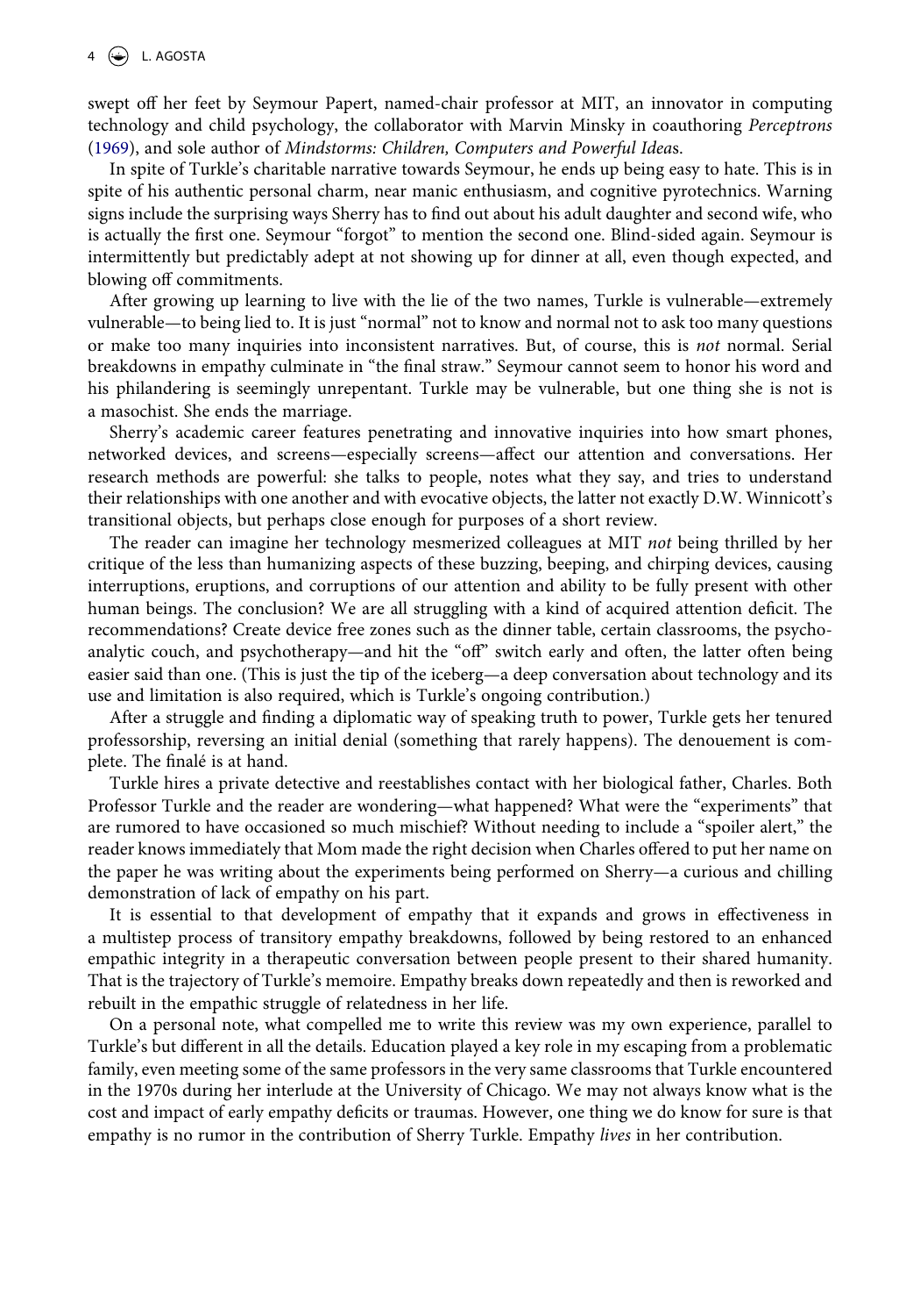swept off her feet by Seymour Papert, named-chair professor at MIT, an innovator in computing technology and child psychology, the collaborator with Marvin Minsky in coauthoring *Perceptrons* (1969), and sole author of *Mindstorms: Children, Computers and Powerful Ideas*.

In spite of Turkle's charitable narrative towards Seymour, he ends up being easy to hate. This is in spite of his authentic personal charm, near manic enthusiasm, and cognitive pyrotechnics. Warning signs include the surprising ways Sherry has to find out about his adult daughter and second wife, who is actually the first one. Seymour "forgot" to mention the second one. Blind-sided again. Seymour is intermittently but predictably adept at not showing up for dinner at all, even though expected, and blowing off commitments.

After growing up learning to live with the lie of the two names, Turkle is vulnerable—extremely vulnerable—to being lied to. It is just "normal" not to know and normal not to ask too many questions or make too many inquiries into inconsistent narratives. But, of course, this is *not* normal. Serial breakdowns in empathy culminate in "the final straw." Seymour cannot seem to honor his word and his philandering is seemingly unrepentant. Turkle may be vulnerable, but one thing she is not is a masochist. She ends the marriage.

Sherry's academic career features penetrating and innovative inquiries into how smart phones, networked devices, and screens—especially screens—affect our attention and conversations. Her research methods are powerful: she talks to people, notes what they say, and tries to understand their relationships with one another and with evocative objects, the latter not exactly D.W. Winnicott's transitional objects, but perhaps close enough for purposes of a short review.

The reader can imagine her technology mesmerized colleagues at MIT *not* being thrilled by her critique of the less than humanizing aspects of these buzzing, beeping, and chirping devices, causing interruptions, eruptions, and corruptions of our attention and ability to be fully present with other human beings. The conclusion? We are all struggling with a kind of acquired attention deficit. The recommendations? Create device free zones such as the dinner table, certain classrooms, the psychoanalytic couch, and psychotherapy—and hit the "off" switch early and often, the latter often being easier said than one. (This is just the tip of the iceberg—a deep conversation about technology and its use and limitation is also required, which is Turkle's ongoing contribution.)

After a struggle and finding a diplomatic way of speaking truth to power, Turkle gets her tenured professorship, reversing an initial denial (something that rarely happens). The denouement is complete. The finalé is at hand.

Turkle hires a private detective and reestablishes contact with her biological father, Charles. Both Professor Turkle and the reader are wondering—what happened? What were the "experiments" that are rumored to have occasioned so much mischief? Without needing to include a "spoiler alert," the reader knows immediately that Mom made the right decision when Charles offered to put her name on the paper he was writing about the experiments being performed on Sherry—a curious and chilling demonstration of lack of empathy on his part.

It is essential to that development of empathy that it expands and grows in effectiveness in a multistep process of transitory empathy breakdowns, followed by being restored to an enhanced empathic integrity in a therapeutic conversation between people present to their shared humanity. That is the trajectory of Turkle's memoire. Empathy breaks down repeatedly and then is reworked and rebuilt in the empathic struggle of relatedness in her life.

On a personal note, what compelled me to write this review was my own experience, parallel to Turkle's but different in all the details. Education played a key role in my escaping from a problematic family, even meeting some of the same professors in the very same classrooms that Turkle encountered in the 1970s during her interlude at the University of Chicago. We may not always know what is the cost and impact of early empathy deficits or traumas. However, one thing we do know for sure is that empathy is no rumor in the contribution of Sherry Turkle. Empathy *lives* in her contribution.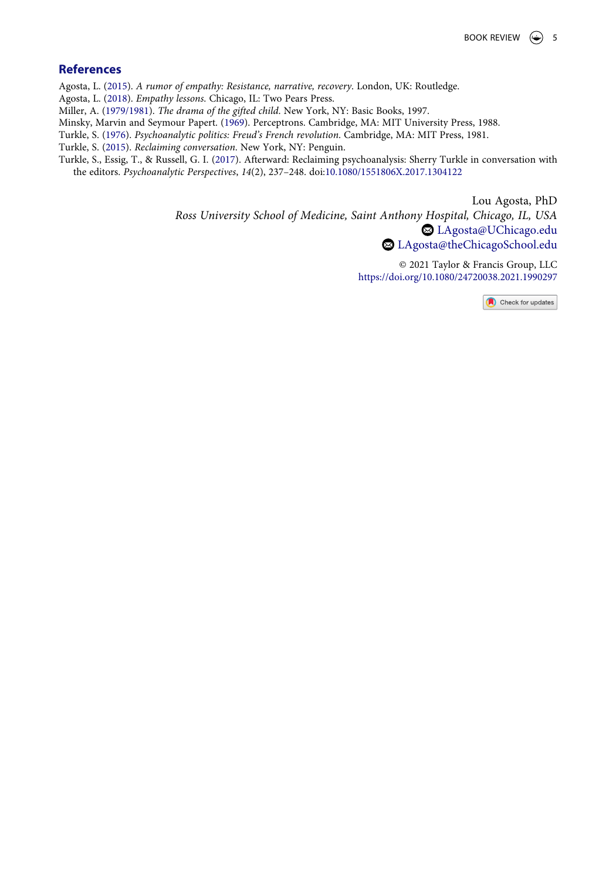## References

Agosta, L. (2015). *A rumor of empathy: Resistance, narrative, recovery*. London, UK: Routledge.

Agosta, L. (2018). *Empathy lessons*. Chicago, IL: Two Pears Press.

Miller, A. (1979/1981). *The drama of the gifted child*. New York, NY: Basic Books, 1997.

Minsky, Marvin and Seymour Papert. (1969). Perceptrons. Cambridge, MA: MIT University Press, 1988.

Turkle, S. (1976). *Psychoanalytic politics: Freud's French revolution*. Cambridge, MA: MIT Press, 1981.

Turkle, S. (2015). *Reclaiming conversation*. New York, NY: Penguin.

Turkle, S., Essig, T., & Russell, G. I. (2017). Afterward: Reclaiming psychoanalysis: Sherry Turkle in conversation with the editors. *Psychoanalytic Perspectives*, *14*(2), 237–248. doi:10.1080/1551806X.2017.1304122

Lou Agosta, PhD
*Ross University School of Medicine, Saint Anthony Hospital, Chicago, IL, USA*
LAgosta@UChicago.edu
LAgosta@theChicagoSchool.edu

© 2021 Taylor & Francis Group, LLC
https://doi.org/10.1080/24720038.2021.1990297